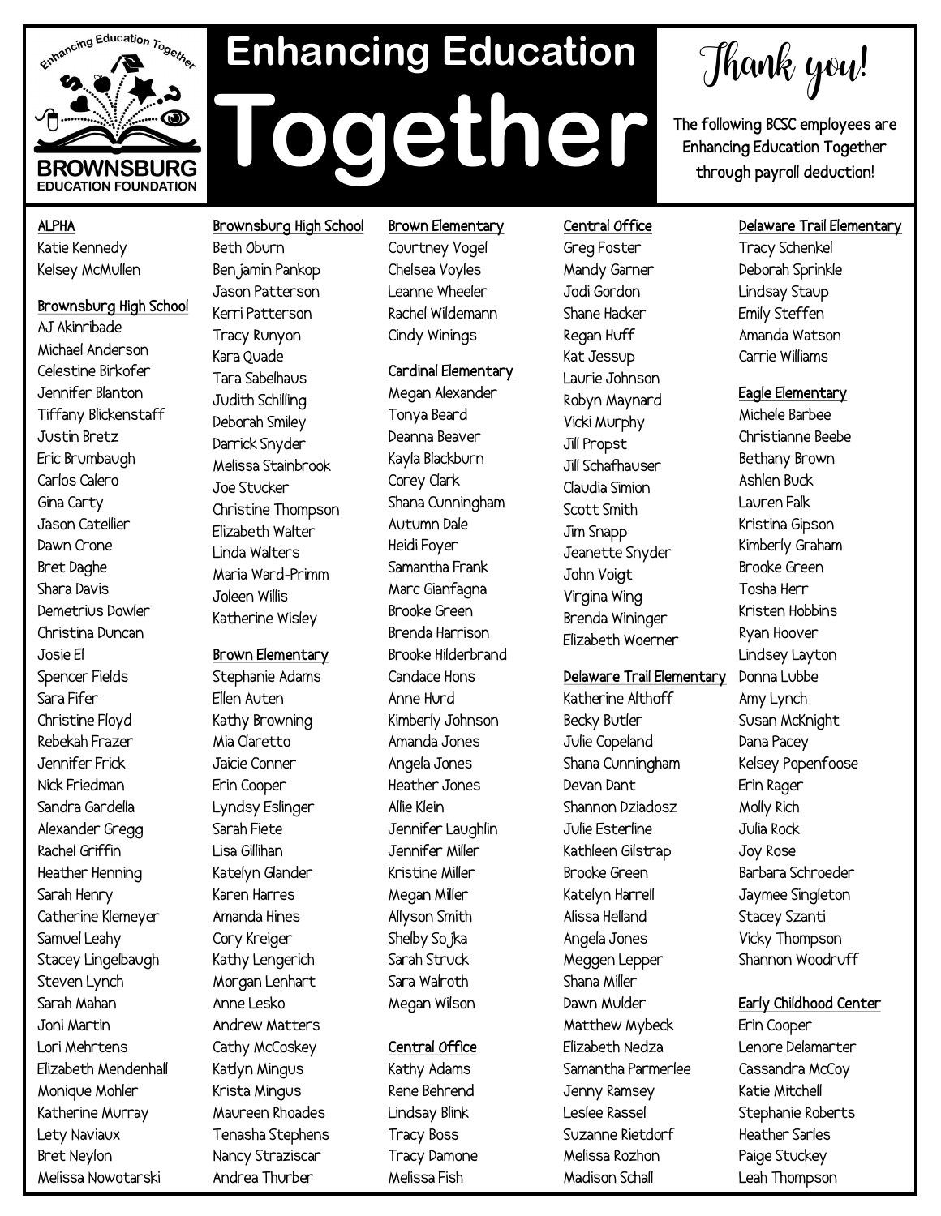# Enhancing Education Together

BROWNSBURG EDUCATION FOUNDATION

## Thank you!

The following BCSC employees are Enhancing Education Together through payroll deduction!

**ALPHA**
Katie Kennedy
Kelsey McMullen

**Brownsburg High School**
AJ Akinribade
Michael Anderson
Celestine Birkofer
Jennifer Blanton
Tiffany Blickenstaff
Justin Bretz
Eric Brumbaugh
Carlos Calero
Gina Carty
Jason Catellier
Dawn Crone
Bret Daghe
Shara Davis
Demetrius Dowler
Christina Duncan
Josie El
Spencer Fields
Sara Fifer
Christine Floyd
Rebekah Frazer
Jennifer Frick
Nick Friedman
Sandra Gardella
Alexander Gregg
Rachel Griffin
Heather Henning
Sarah Henry
Catherine Klemeyer
Samuel Leahy
Stacey Lingelbaugh
Steven Lynch
Sarah Mahan
Joni Martin
Lori Mehrtens
Elizabeth Mendenhall
Monique Mohler
Katherine Murray
Lety Naviaux
Bret Neylon
Melissa Nowotarski

**Brownsburg High School**
Beth Oburn
Benjamin Pankop
Jason Patterson
Kerri Patterson
Tracy Runyon
Kara Quade
Tara Sabelhaus
Judith Schilling
Deborah Smiley
Darrick Snyder
Melissa Stainbrook
Joe Stucker
Christine Thompson
Elizabeth Walter
Linda Walters
Maria Ward-Primm
Joleen Willis
Katherine Wisley

**Brown Elementary**
Stephanie Adams
Ellen Auten
Kathy Browning
Mia Claretto
Jaicie Conner
Erin Cooper
Lyndsy Eslinger
Sarah Fiete
Lisa Gillihan
Katelyn Glander
Karen Harres
Amanda Hines
Cory Kreiger
Kathy Lengerich
Morgan Lenhart
Anne Lesko
Andrew Matters
Cathy McCoskey
Katlyn Mingus
Krista Mingus
Maureen Rhoades
Tenasha Stephens
Nancy Straziscar
Andrea Thurber

**Brown Elementary**
Courtney Vogel
Chelsea Voyles
Leanne Wheeler
Rachel Wildemann
Cindy Winings

**Cardinal Elementary**
Megan Alexander
Tonya Beard
Deanna Beaver
Kayla Blackburn
Corey Clark
Shana Cunningham
Autumn Dale
Heidi Foyer
Samantha Frank
Marc Gianfagna
Brooke Green
Brenda Harrison
Brooke Hilderbrand
Candace Hons
Anne Hurd
Kimberly Johnson
Amanda Jones
Angela Jones
Heather Jones
Allie Klein
Jennifer Laughlin
Jennifer Miller
Kristine Miller
Megan Miller
Allyson Smith
Shelby Sojka
Sarah Struck
Sara Walroth
Megan Wilson

**Central Office**
Kathy Adams
Rene Behrend
Lindsay Blink
Tracy Boss
Tracy Damone
Melissa Fish

**Central Office**
Greg Foster
Mandy Garner
Jodi Gordon
Shane Hacker
Regan Huff
Kat Jessup
Laurie Johnson
Robyn Maynard
Vicki Murphy
Jill Propst
Jill Schafhauser
Claudia Simion
Scott Smith
Jim Snapp
Jeanette Snyder
John Voigt
Virgina Wing
Brenda Wininger
Elizabeth Woerner

**Delaware Trail Elementary**
Katherine Althoff
Becky Butler
Julie Copeland
Shana Cunningham
Devan Dant
Shannon Dziadosz
Julie Esterline
Kathleen Gilstrap
Brooke Green
Katelyn Harrell
Alissa Helland
Angela Jones
Meggen Lepper
Shana Miller
Dawn Mulder
Matthew Mybeck
Elizabeth Nedza
Samantha Parmerlee
Jenny Ramsey
Leslee Rassel
Suzanne Rietdorf
Melissa Rozhon
Madison Schall

**Delaware Trail Elementary**
Tracy Schenkel
Deborah Sprinkle
Lindsay Staup
Emily Steffen
Amanda Watson
Carrie Williams

**Eagle Elementary**
Michele Barbee
Christianne Beebe
Bethany Brown
Ashlen Buck
Lauren Falk
Kristina Gipson
Kimberly Graham
Brooke Green
Tosha Herr
Kristen Hobbins
Ryan Hoover
Lindsey Layton
Donna Lubbe
Amy Lynch
Susan McKnight
Dana Pacey
Kelsey Popenfoose
Erin Rager
Molly Rich
Julia Rock
Joy Rose
Barbara Schroeder
Jaymee Singleton
Stacey Szanti
Vicky Thompson
Shannon Woodruff

**Early Childhood Center**
Erin Cooper
Lenore Delamarter
Cassandra McCoy
Katie Mitchell
Stephanie Roberts
Heather Sarles
Paige Stuckey
Leah Thompson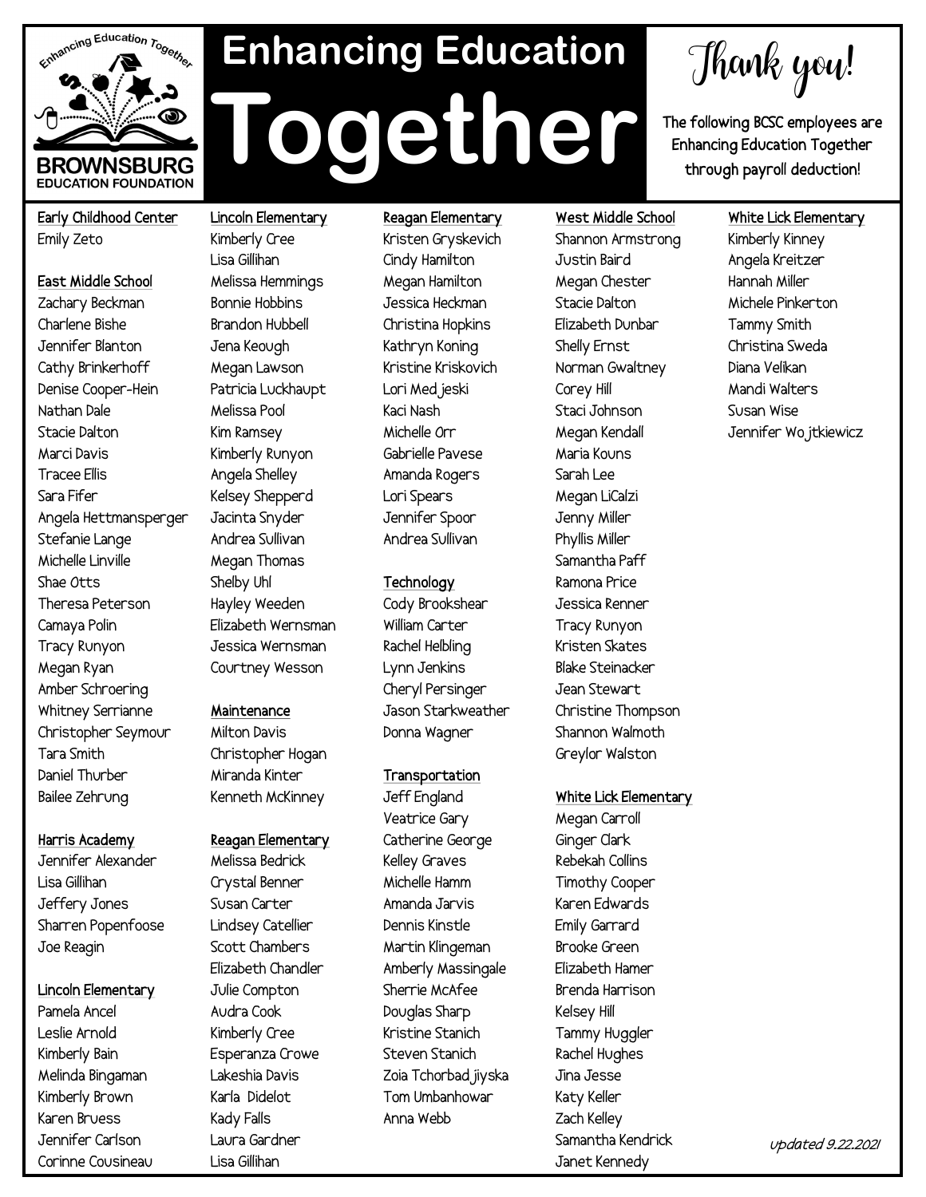# Enhancing Education Together

BROWNSBURG EDUCATION FOUNDATION

Thank you!

The following BCSC employees are Enhancing Education Together through payroll deduction!

**Early Childhood Center**
Emily Zeto

**East Middle School**
Zachary Beckman
Charlene Bishe
Jennifer Blanton
Cathy Brinkerhoff
Denise Cooper-Hein
Nathan Dale
Stacie Dalton
Marci Davis
Tracee Ellis
Sara Fifer
Angela Hettmansperger
Stefanie Lange
Michelle Linville
Shae Otts
Theresa Peterson
Camaya Polin
Tracy Runyon
Megan Ryan
Amber Schroering
Whitney Serrianne
Christopher Seymour
Tara Smith
Daniel Thurber
Bailee Zehrung

**Harris Academy**
Jennifer Alexander
Lisa Gillihan
Jeffery Jones
Sharren Popenfoose
Joe Reagin

**Lincoln Elementary**
Pamela Ancel
Leslie Arnold
Kimberly Bain
Melinda Bingaman
Kimberly Brown
Karen Bruess
Jennifer Carlson
Corinne Cousineau
Kimberly Cree
Lisa Gillihan
Melissa Hemmings
Bonnie Hobbins
Brandon Hubbell
Jena Keough
Megan Lawson
Patricia Luckhaupt
Melissa Pool
Kim Ramsey
Kimberly Runyon
Angela Shelley
Kelsey Shepperd
Jacinta Snyder
Andrea Sullivan
Megan Thomas
Shelby Uhl
Hayley Weeden
Elizabeth Wernsman
Jessica Wernsman
Courtney Wesson

**Maintenance**
Milton Davis
Christopher Hogan
Miranda Kinter
Kenneth McKinney

**Reagan Elementary**
Melissa Bedrick
Crystal Benner
Susan Carter
Lindsey Catellier
Scott Chambers
Elizabeth Chandler
Julie Compton
Audra Cook
Kimberly Cree
Esperanza Crowe
Lakeshia Davis
Karla Didelot
Kady Falls
Laura Gardner
Lisa Gillihan
Kristen Gryskevich
Cindy Hamilton
Megan Hamilton
Jessica Heckman
Christina Hopkins
Kathryn Koning
Kristine Kriskovich
Lori Medjeski
Kaci Nash
Michelle Orr
Gabrielle Pavese
Amanda Rogers
Lori Spears
Jennifer Spoor
Andrea Sullivan

**Technology**
Cody Brookshear
William Carter
Rachel Helbling
Lynn Jenkins
Cheryl Persinger
Jason Starkweather
Donna Wagner

**Transportation**
Jeff England
Veatrice Gary
Catherine George
Kelley Graves
Michelle Hamm
Amanda Jarvis
Dennis Kinstle
Martin Klingeman
Amberly Massingale
Sherrie McAfee
Douglas Sharp
Kristine Stanich
Steven Stanich
Zoia Tchorbadjiyska
Tom Umbanhowar
Anna Webb

**West Middle School**
Shannon Armstrong
Justin Baird
Megan Chester
Stacie Dalton
Elizabeth Dunbar
Shelly Ernst
Norman Gwaltney
Corey Hill
Staci Johnson
Megan Kendall
Maria Kouns
Sarah Lee
Megan LiCalzi
Jenny Miller
Phyllis Miller
Samantha Paff
Ramona Price
Jessica Renner
Tracy Runyon
Kristen Skates
Blake Steinacker
Jean Stewart
Christine Thompson
Shannon Walmoth
Greylor Walston

**White Lick Elementary**
Megan Carroll
Ginger Clark
Rebekah Collins
Timothy Cooper
Karen Edwards
Emily Garrard
Brooke Green
Elizabeth Hamer
Brenda Harrison
Kelsey Hill
Tammy Huggler
Rachel Hughes
Jina Jesse
Katy Keller
Zach Kelley
Samantha Kendrick
Janet Kennedy
Kimberly Kinney
Angela Kreitzer
Hannah Miller
Michele Pinkerton
Tammy Smith
Christina Sweda
Diana Velikan
Mandi Walters
Susan Wise
Jennifer Wojtkiewicz

*updated 9.22.2021*